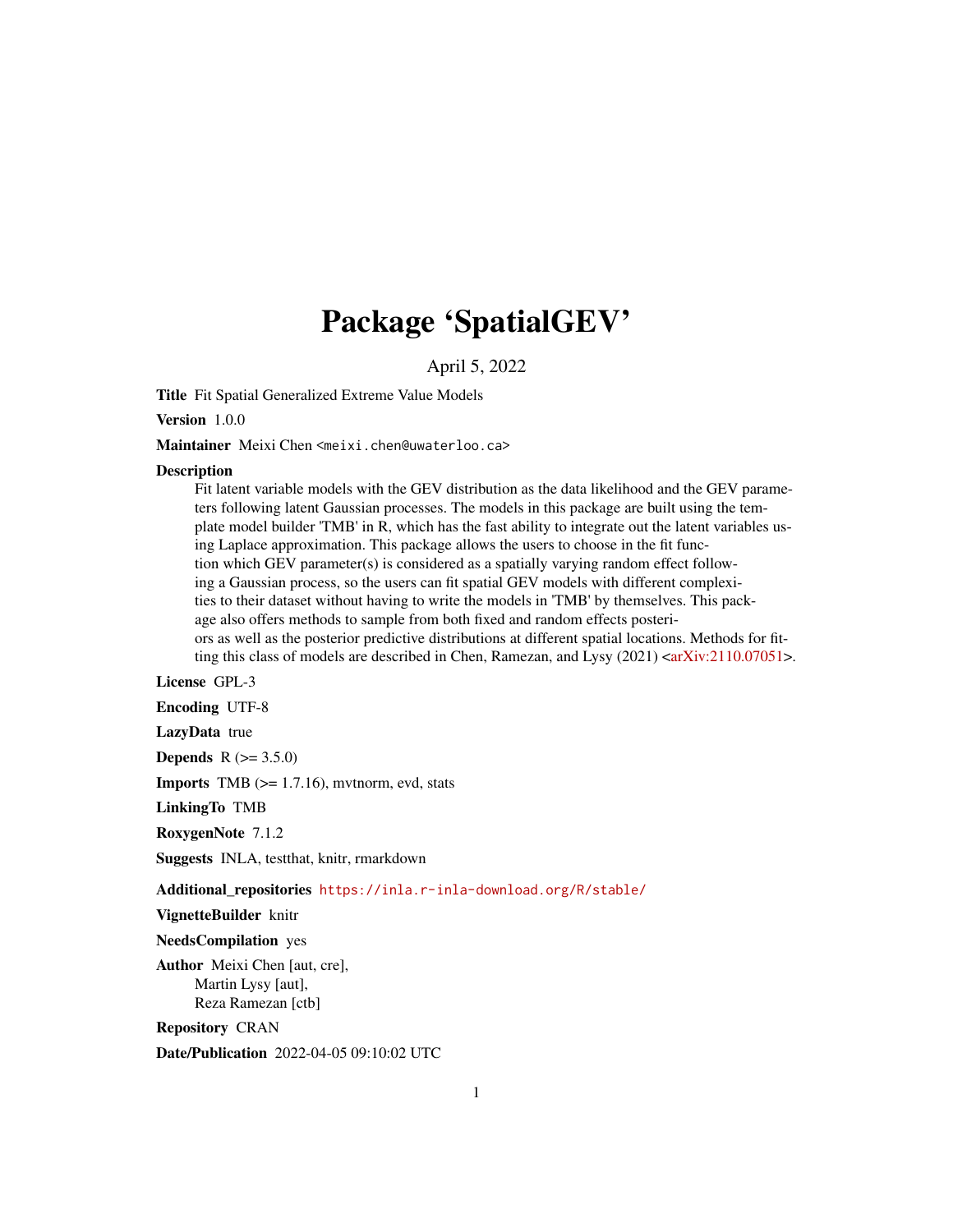# Package 'SpatialGEV'

April 5, 2022

**Title** Fit Spatial Generalized Extreme Value Models

**Version** 1.0.0

**Maintainer** Meixi Chen <meixi.chen@uwaterloo.ca>

**Description**
Fit latent variable models with the GEV distribution as the data likelihood and the GEV parameters following latent Gaussian processes. The models in this package are built using the template model builder 'TMB' in R, which has the fast ability to integrate out the latent variables using Laplace approximation. This package allows the users to choose in the fit function which GEV parameter(s) is considered as a spatially varying random effect following a Gaussian process, so the users can fit spatial GEV models with different complexities to their dataset without having to write the models in 'TMB' by themselves. This package also offers methods to sample from both fixed and random effects posteriors as well as the posterior predictive distributions at different spatial locations. Methods for fitting this class of models are described in Chen, Ramezan, and Lysy (2021) <arXiv:2110.07051>.

**License** GPL-3

**Encoding** UTF-8

**LazyData** true

**Depends** R (>= 3.5.0)

**Imports** TMB (>= 1.7.16), mvtnorm, evd, stats

**LinkingTo** TMB

**RoxygenNote** 7.1.2

**Suggests** INLA, testthat, knitr, rmarkdown

**Additional_repositories** https://inla.r-inla-download.org/R/stable/

**VignetteBuilder** knitr

**NeedsCompilation** yes

**Author** Meixi Chen [aut, cre],
Martin Lysy [aut],
Reza Ramezan [ctb]

**Repository** CRAN

**Date/Publication** 2022-04-05 09:10:02 UTC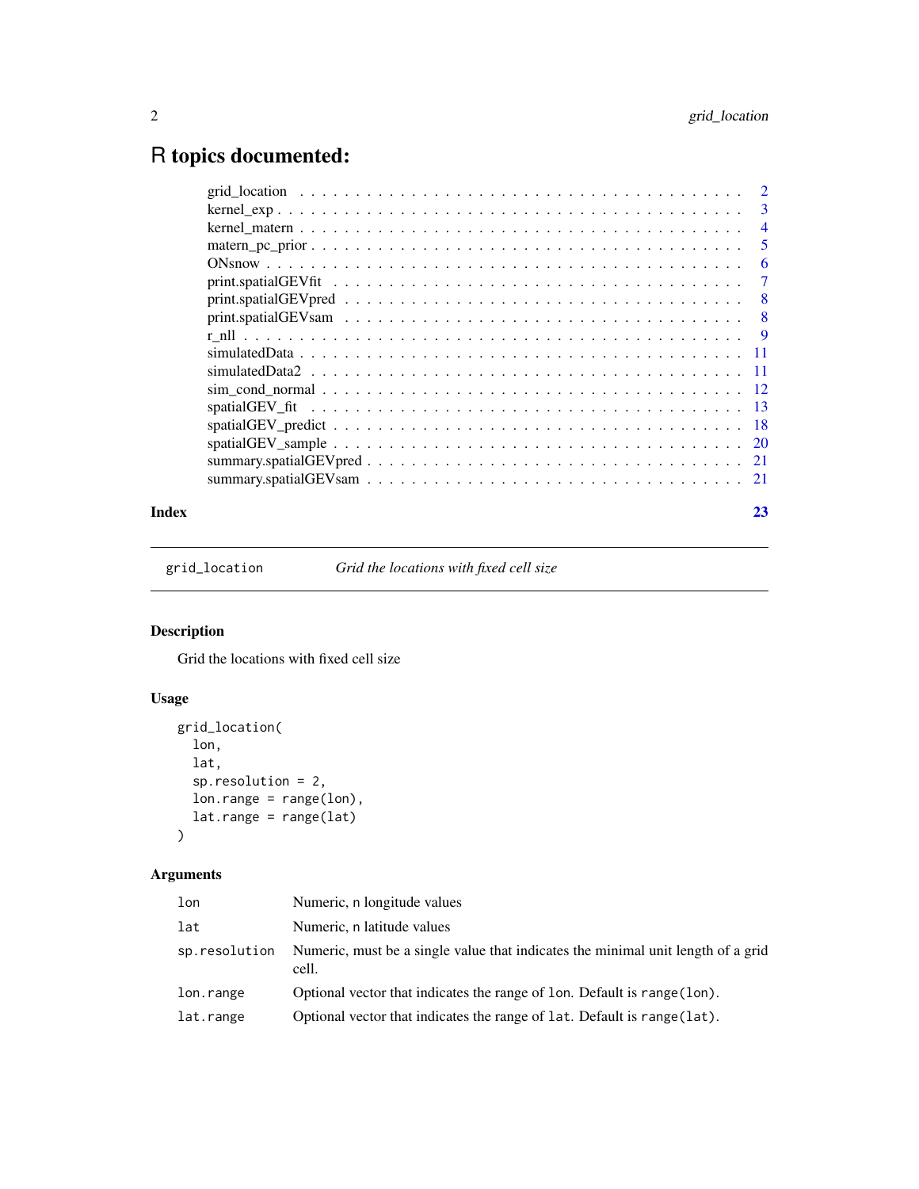# R topics documented:

| | |
|---|---|
| grid_location | 2 |
| kernel_exp | 3 |
| kernel_matern | 4 |
| matern_pc_prior | 5 |
| ONsnow | 6 |
| print.spatialGEVfit | 7 |
| print.spatialGEVpred | 8 |
| print.spatialGEVsam | 8 |
| r_nll | 9 |
| simulatedData | 11 |
| simulatedData2 | 11 |
| sim_cond_normal | 12 |
| spatialGEV_fit | 13 |
| spatialGEV_predict | 18 |
| spatialGEV_sample | 20 |
| summary.spatialGEVpred | 21 |
| summary.spatialGEVsam | 21 |

**Index** 23

---

`grid_location` *Grid the locations with fixed cell size*

---

## Description

Grid the locations with fixed cell size

## Usage

```
grid_location(
  lon,
  lat,
  sp.resolution = 2,
  lon.range = range(lon),
  lat.range = range(lat)
)
```

## Arguments

| | |
|---|---|
| `lon` | Numeric, n longitude values |
| `lat` | Numeric, n latitude values |
| `sp.resolution` | Numeric, must be a single value that indicates the minimal unit length of a grid cell. |
| `lon.range` | Optional vector that indicates the range of `lon`. Default is `range(lon)`. |
| `lat.range` | Optional vector that indicates the range of `lat`. Default is `range(lat)`. |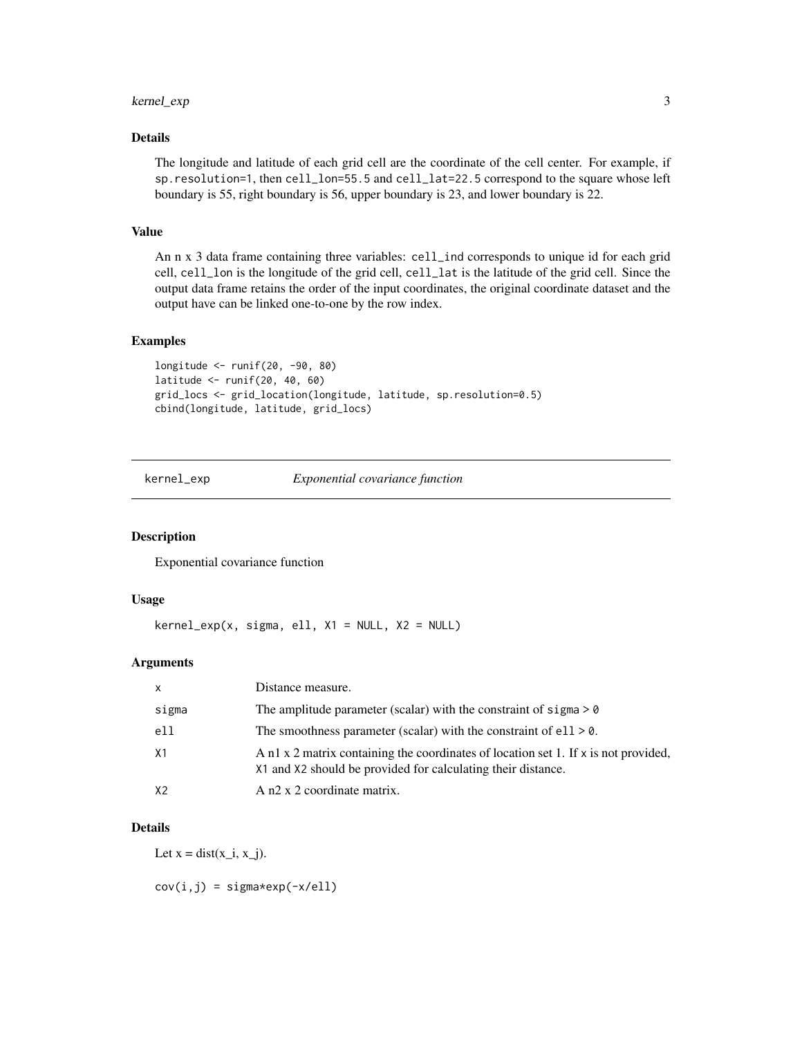## Details

The longitude and latitude of each grid cell are the coordinate of the cell center. For example, if `sp.resolution=1`, then `cell_lon=55.5` and `cell_lat=22.5` correspond to the square whose left boundary is 55, right boundary is 56, upper boundary is 23, and lower boundary is 22.

## Value

An n x 3 data frame containing three variables: `cell_ind` corresponds to unique id for each grid cell, `cell_lon` is the longitude of the grid cell, `cell_lat` is the latitude of the grid cell. Since the output data frame retains the order of the input coordinates, the original coordinate dataset and the output have can be linked one-to-one by the row index.

## Examples

```
longitude <- runif(20, -90, 80)
latitude <- runif(20, 40, 60)
grid_locs <- grid_location(longitude, latitude, sp.resolution=0.5)
cbind(longitude, latitude, grid_locs)
```

---

# kernel_exp — *Exponential covariance function*

## Description

Exponential covariance function

## Usage

```
kernel_exp(x, sigma, ell, X1 = NULL, X2 = NULL)
```

## Arguments

| | |
|---|---|
| x | Distance measure. |
| sigma | The amplitude parameter (scalar) with the constraint of `sigma > 0` |
| ell | The smoothness parameter (scalar) with the constraint of `ell > 0`. |
| X1 | A n1 x 2 matrix containing the coordinates of location set 1. If `x` is not provided, `X1` and `X2` should be provided for calculating their distance. |
| X2 | A n2 x 2 coordinate matrix. |

## Details

Let x = dist(x_i, x_j).

```
cov(i,j) = sigma*exp(-x/ell)
```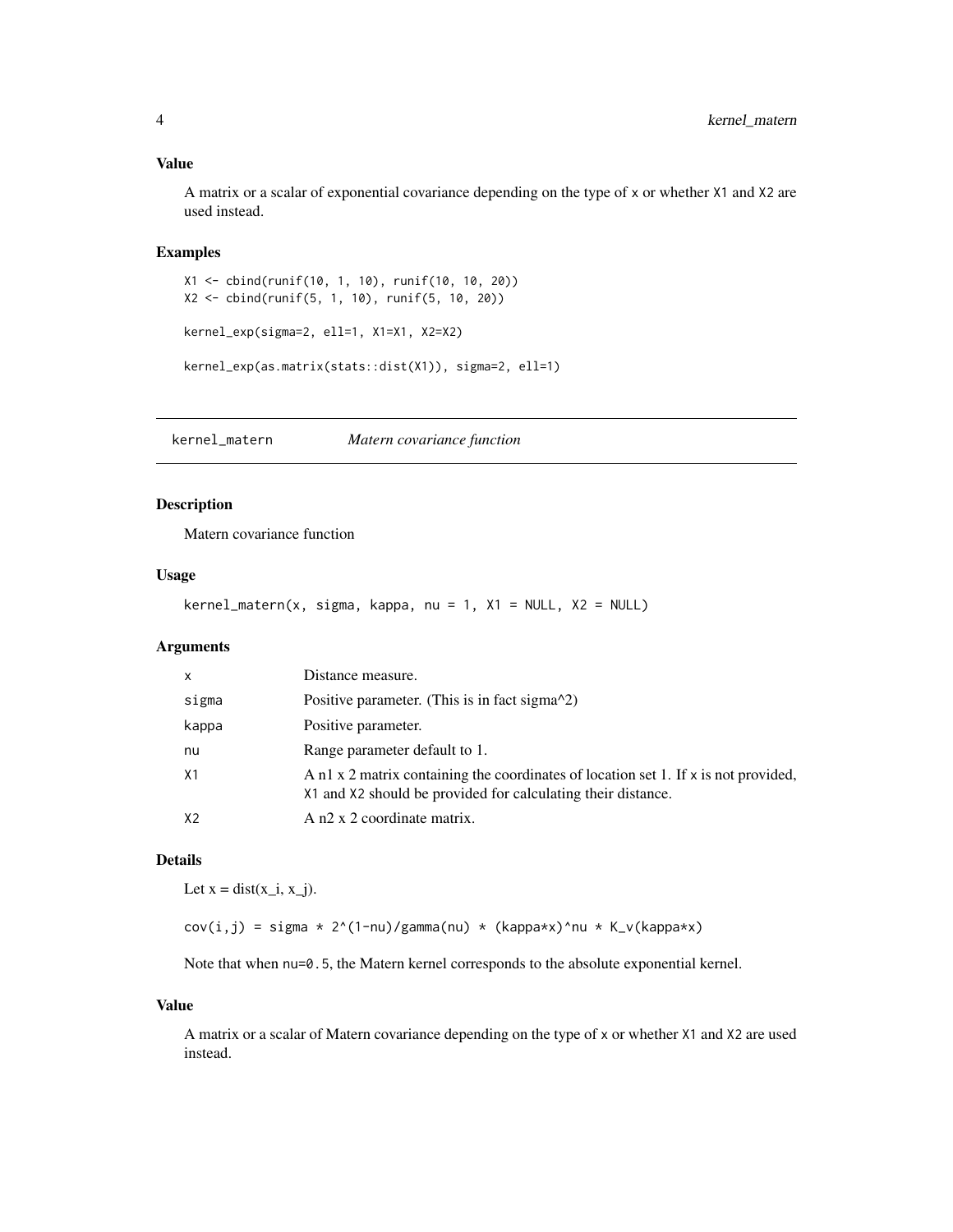### Value

A matrix or a scalar of exponential covariance depending on the type of x or whether X1 and X2 are used instead.

### Examples

```
X1 <- cbind(runif(10, 1, 10), runif(10, 10, 20))
X2 <- cbind(runif(5, 1, 10), runif(5, 10, 20))

kernel_exp(sigma=2, ell=1, X1=X1, X2=X2)

kernel_exp(as.matrix(stats::dist(X1)), sigma=2, ell=1)
```

---

## kernel_matern *Matern covariance function*

### Description

Matern covariance function

### Usage

```
kernel_matern(x, sigma, kappa, nu = 1, X1 = NULL, X2 = NULL)
```

### Arguments

| | |
|---|---|
| x | Distance measure. |
| sigma | Positive parameter. (This is in fact sigma^2) |
| kappa | Positive parameter. |
| nu | Range parameter default to 1. |
| X1 | A n1 x 2 matrix containing the coordinates of location set 1. If x is not provided, X1 and X2 should be provided for calculating their distance. |
| X2 | A n2 x 2 coordinate matrix. |

### Details

Let x = dist(x_i, x_j).

```
cov(i,j) = sigma * 2^(1-nu)/gamma(nu) * (kappa*x)^nu * K_v(kappa*x)
```

Note that when nu=0.5, the Matern kernel corresponds to the absolute exponential kernel.

### Value

A matrix or a scalar of Matern covariance depending on the type of x or whether X1 and X2 are used instead.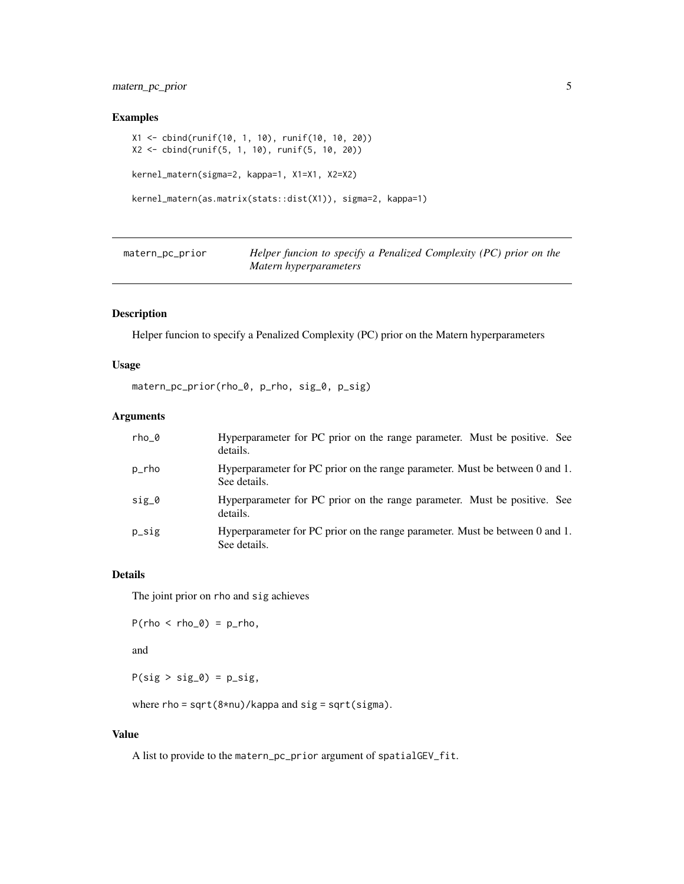## Examples

```
X1 <- cbind(runif(10, 1, 10), runif(10, 10, 20))
X2 <- cbind(runif(5, 1, 10), runif(5, 10, 20))

kernel_matern(sigma=2, kappa=1, X1=X1, X2=X2)

kernel_matern(as.matrix(stats::dist(X1)), sigma=2, kappa=1)
```

---

# matern_pc_prior — *Helper funcion to specify a Penalized Complexity (PC) prior on the Matern hyperparameters*

## Description

Helper funcion to specify a Penalized Complexity (PC) prior on the Matern hyperparameters

## Usage

```
matern_pc_prior(rho_0, p_rho, sig_0, p_sig)
```

## Arguments

| | |
|---|---|
| rho_0 | Hyperparameter for PC prior on the range parameter. Must be positive. See details. |
| p_rho | Hyperparameter for PC prior on the range parameter. Must be between 0 and 1. See details. |
| sig_0 | Hyperparameter for PC prior on the range parameter. Must be positive. See details. |
| p_sig | Hyperparameter for PC prior on the range parameter. Must be between 0 and 1. See details. |

## Details

The joint prior on rho and sig achieves

`P(rho < rho_0) = p_rho,`

and

`P(sig > sig_0) = p_sig,`

where `rho = sqrt(8*nu)/kappa` and `sig = sqrt(sigma)`.

## Value

A list to provide to the `matern_pc_prior` argument of `spatialGEV_fit`.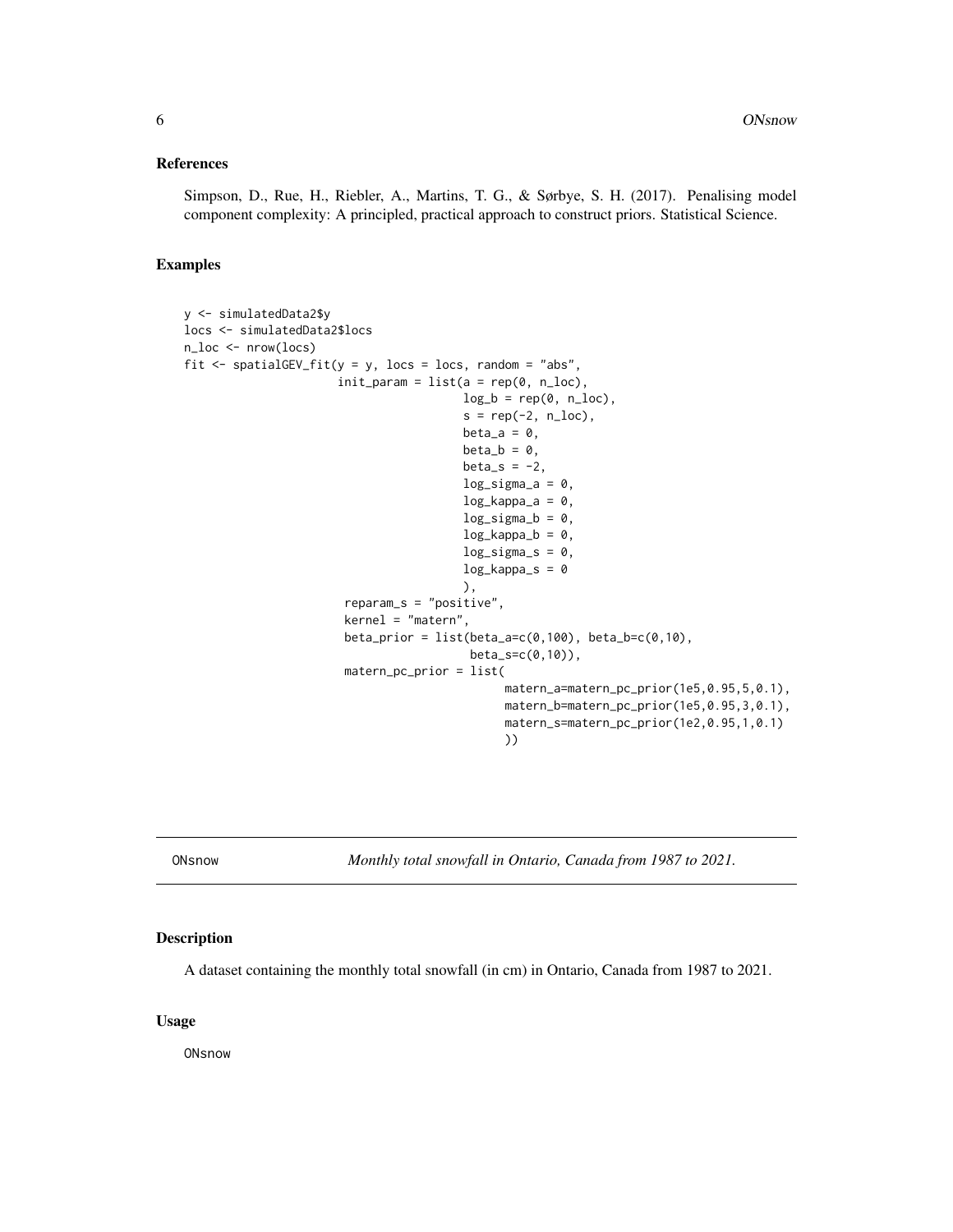### References

Simpson, D., Rue, H., Riebler, A., Martins, T. G., & Sørbye, S. H. (2017). Penalising model component complexity: A principled, practical approach to construct priors. Statistical Science.

### Examples

```
y <- simulatedData2$y
locs <- simulatedData2$locs
n_loc <- nrow(locs)
fit <- spatialGEV_fit(y = y, locs = locs, random = "abs",
                      init_param = list(a = rep(0, n_loc),
                                        log_b = rep(0, n_loc),
                                        s = rep(-2, n_loc),
                                        beta_a = 0,
                                        beta_b = 0,
                                        beta_s = -2,
                                        log_sigma_a = 0,
                                        log_kappa_a = 0,
                                        log_sigma_b = 0,
                                        log_kappa_b = 0,
                                        log_sigma_s = 0,
                                        log_kappa_s = 0
                                        ),
                       reparam_s = "positive",
                       kernel = "matern",
                       beta_prior = list(beta_a=c(0,100), beta_b=c(0,10),
                                         beta_s=c(0,10)),
                       matern_pc_prior = list(
                                              matern_a=matern_pc_prior(1e5,0.95,5,0.1),
                                              matern_b=matern_pc_prior(1e5,0.95,3,0.1),
                                              matern_s=matern_pc_prior(1e2,0.95,1,0.1)
                                              ))
```

---

## ONsnow — *Monthly total snowfall in Ontario, Canada from 1987 to 2021.*

---

### Description

A dataset containing the monthly total snowfall (in cm) in Ontario, Canada from 1987 to 2021.

### Usage

```
ONsnow
```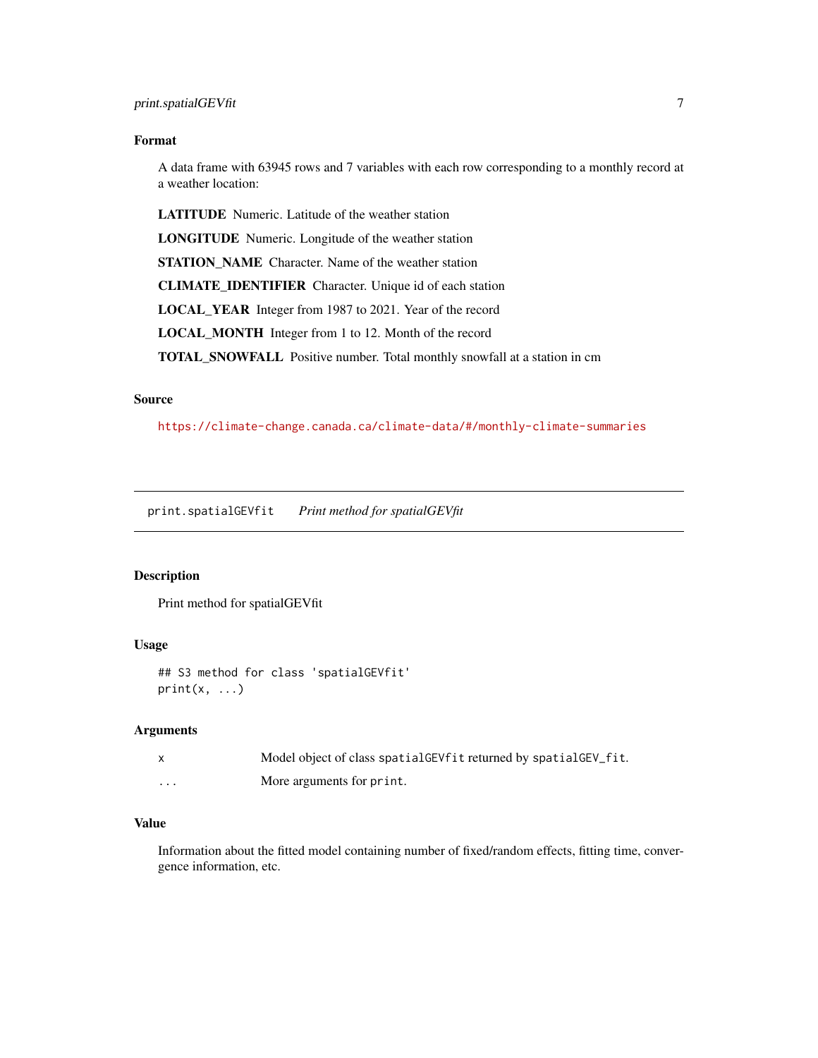### Format

A data frame with 63945 rows and 7 variables with each row corresponding to a monthly record at a weather location:

**LATITUDE** Numeric. Latitude of the weather station

**LONGITUDE** Numeric. Longitude of the weather station

**STATION_NAME** Character. Name of the weather station

**CLIMATE_IDENTIFIER** Character. Unique id of each station

**LOCAL_YEAR** Integer from 1987 to 2021. Year of the record

**LOCAL_MONTH** Integer from 1 to 12. Month of the record

**TOTAL_SNOWFALL** Positive number. Total monthly snowfall at a station in cm

### Source

https://climate-change.canada.ca/climate-data/#/monthly-climate-summaries

---

## print.spatialGEVfit *Print method for spatialGEVfit*

### Description

Print method for spatialGEVfit

### Usage

```
## S3 method for class 'spatialGEVfit'
print(x, ...)
```

### Arguments

| | |
|---|---|
| x | Model object of class `spatialGEVfit` returned by `spatialGEV_fit`. |
| ... | More arguments for `print`. |

### Value

Information about the fitted model containing number of fixed/random effects, fitting time, convergence information, etc.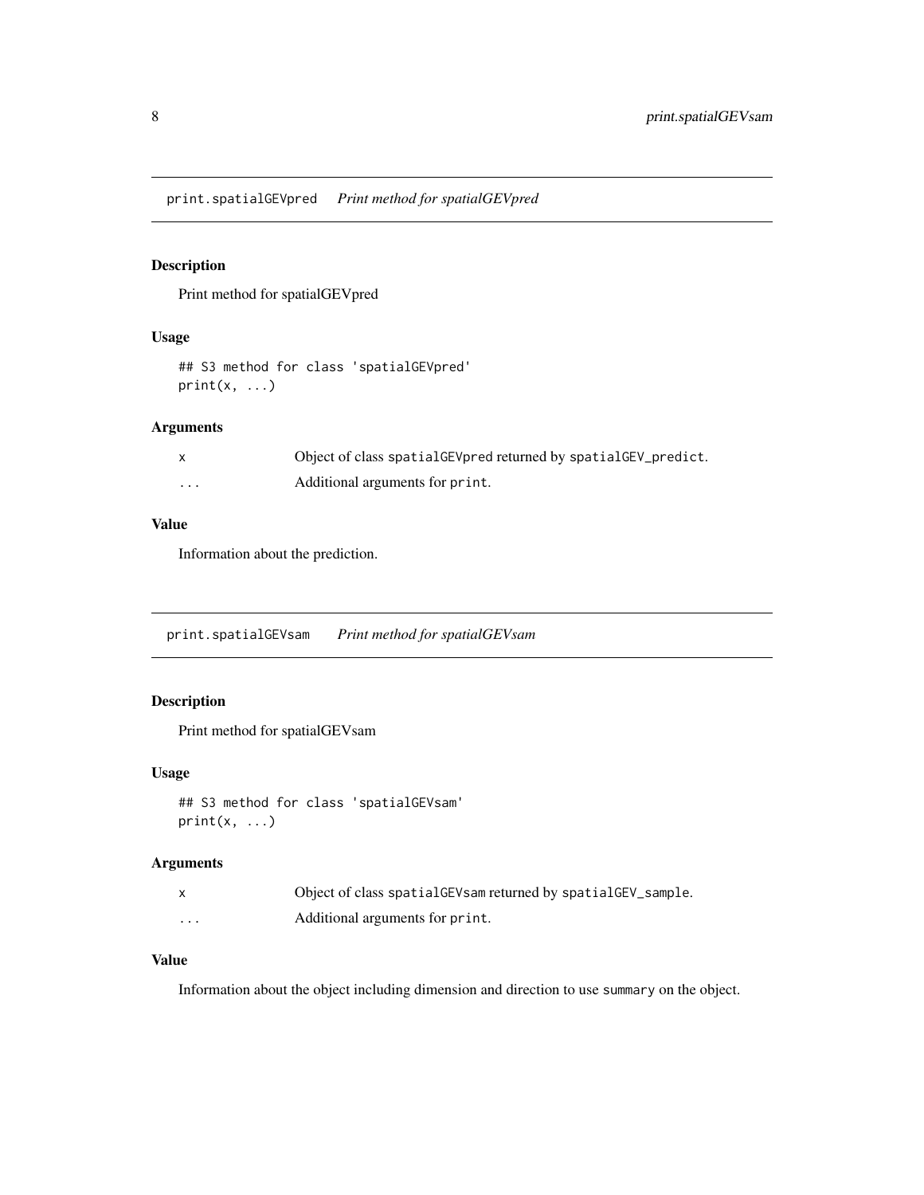## print.spatialGEVpred    *Print method for spatialGEVpred*

### Description

Print method for spatialGEVpred

### Usage

```
## S3 method for class 'spatialGEVpred'
print(x, ...)
```

### Arguments

| | |
|---|---|
| x | Object of class `spatialGEVpred` returned by `spatialGEV_predict`. |
| ... | Additional arguments for `print`. |

### Value

Information about the prediction.

## print.spatialGEVsam    *Print method for spatialGEVsam*

### Description

Print method for spatialGEVsam

### Usage

```
## S3 method for class 'spatialGEVsam'
print(x, ...)
```

### Arguments

| | |
|---|---|
| x | Object of class `spatialGEVsam` returned by `spatialGEV_sample`. |
| ... | Additional arguments for `print`. |

### Value

Information about the object including dimension and direction to use `summary` on the object.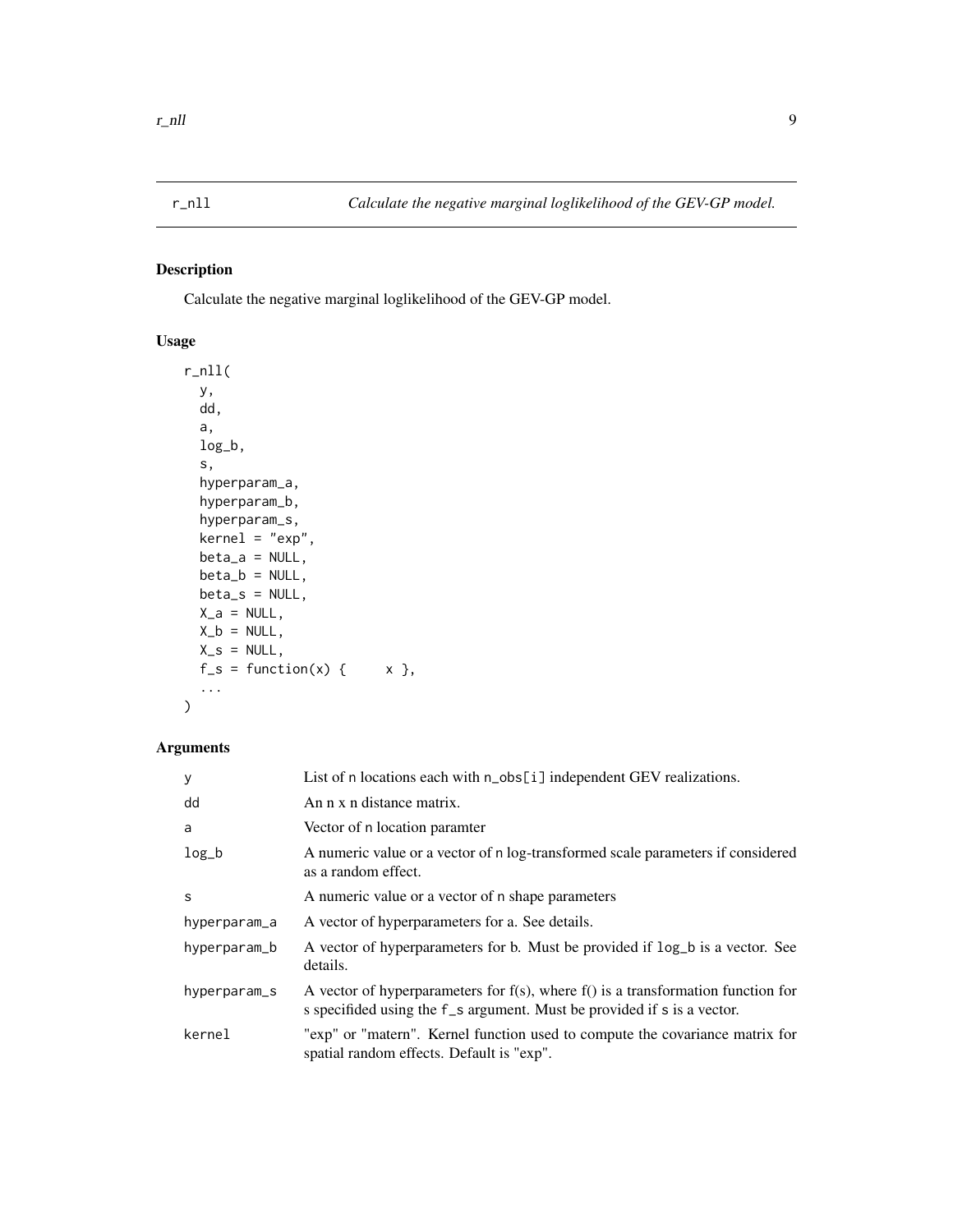# r_nll — *Calculate the negative marginal loglikelihood of the GEV-GP model.*

## Description

Calculate the negative marginal loglikelihood of the GEV-GP model.

## Usage

```
r_nll(
  y,
  dd,
  a,
  log_b,
  s,
  hyperparam_a,
  hyperparam_b,
  hyperparam_s,
  kernel = "exp",
  beta_a = NULL,
  beta_b = NULL,
  beta_s = NULL,
  X_a = NULL,
  X_b = NULL,
  X_s = NULL,
  f_s = function(x) {     x },
  ...
)
```

## Arguments

| | |
|---|---|
| y | List of n locations each with n_obs[i] independent GEV realizations. |
| dd | An n x n distance matrix. |
| a | Vector of n location paramter |
| log_b | A numeric value or a vector of n log-transformed scale parameters if considered as a random effect. |
| s | A numeric value or a vector of n shape parameters |
| hyperparam_a | A vector of hyperparameters for a. See details. |
| hyperparam_b | A vector of hyperparameters for b. Must be provided if log_b is a vector. See details. |
| hyperparam_s | A vector of hyperparameters for f(s), where f() is a transformation function for s specified using the f_s argument. Must be provided if s is a vector. |
| kernel | "exp" or "matern". Kernel function used to compute the covariance matrix for spatial random effects. Default is "exp". |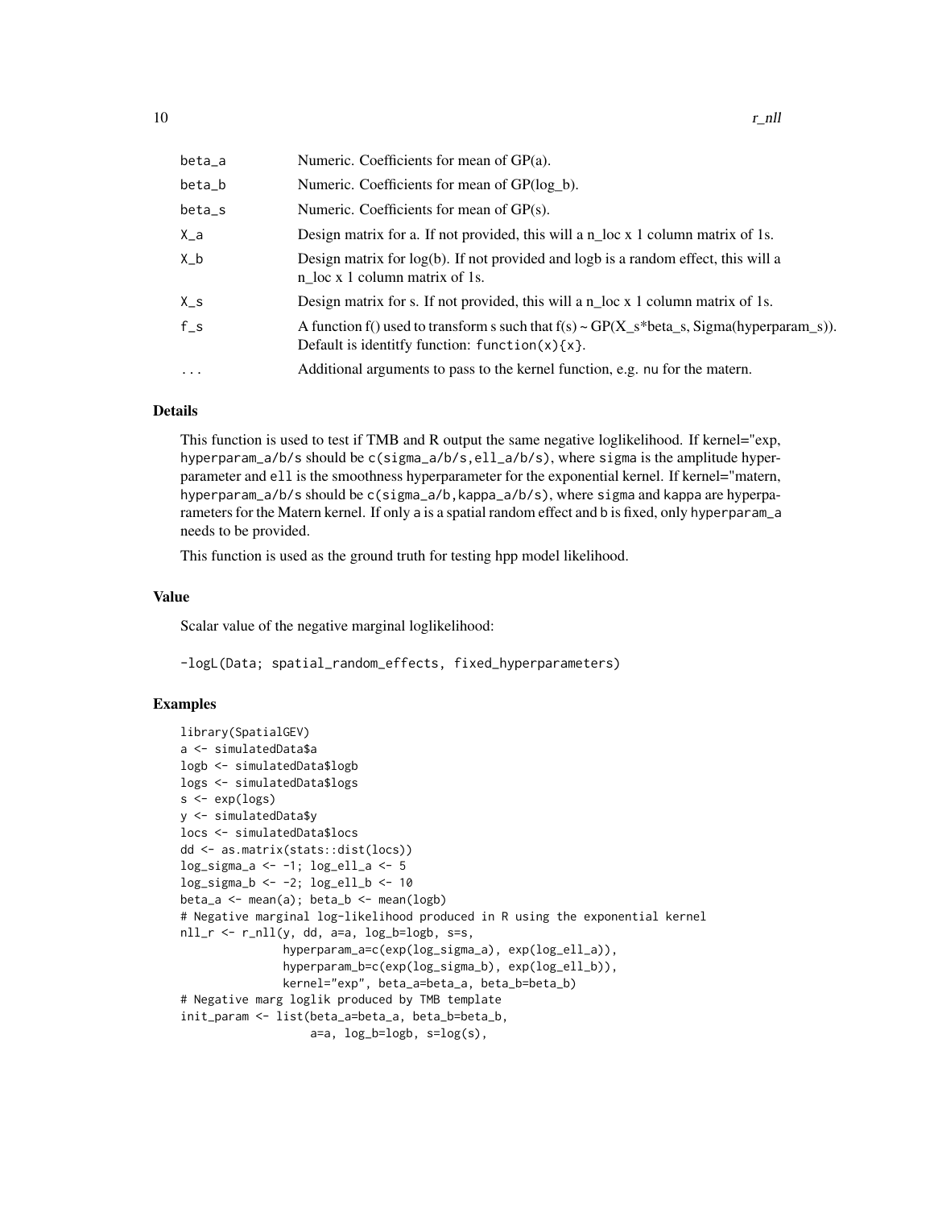| | |
|---|---|
| beta_a | Numeric. Coefficients for mean of GP(a). |
| beta_b | Numeric. Coefficients for mean of GP(log_b). |
| beta_s | Numeric. Coefficients for mean of GP(s). |
| X_a | Design matrix for a. If not provided, this will a n_loc x 1 column matrix of 1s. |
| X_b | Design matrix for log(b). If not provided and logb is a random effect, this will a n_loc x 1 column matrix of 1s. |
| X_s | Design matrix for s. If not provided, this will a n_loc x 1 column matrix of 1s. |
| f_s | A function f() used to transform s such that f(s) ~ GP(X_s*beta_s, Sigma(hyperparam_s)). Default is identitfy function: `function(x){x}`. |
| ... | Additional arguments to pass to the kernel function, e.g. nu for the matern. |

### Details

This function is used to test if TMB and R output the same negative loglikelihood. If kernel="exp, `hyperparam_a/b/s` should be `c(sigma_a/b/s,ell_a/b/s)`, where `sigma` is the amplitude hyperparameter and `ell` is the smoothness hyperparameter for the exponential kernel. If kernel="matern, `hyperparam_a/b/s` should be `c(sigma_a/b,kappa_a/b/s)`, where `sigma` and `kappa` are hyperparameters for the Matern kernel. If only `a` is a spatial random effect and `b` is fixed, only `hyperparam_a` needs to be provided.

This function is used as the ground truth for testing hpp model likelihood.

### Value

Scalar value of the negative marginal loglikelihood:

```
-logL(Data; spatial_random_effects, fixed_hyperparameters)
```

### Examples

```
library(SpatialGEV)
a <- simulatedData$a
logb <- simulatedData$logb
logs <- simulatedData$logs
s <- exp(logs)
y <- simulatedData$y
locs <- simulatedData$locs
dd <- as.matrix(stats::dist(locs))
log_sigma_a <- -1; log_ell_a <- 5
log_sigma_b <- -2; log_ell_b <- 10
beta_a <- mean(a); beta_b <- mean(logb)
# Negative marginal log-likelihood produced in R using the exponential kernel
nll_r <- r_nll(y, dd, a=a, log_b=logb, s=s,
               hyperparam_a=c(exp(log_sigma_a), exp(log_ell_a)),
               hyperparam_b=c(exp(log_sigma_b), exp(log_ell_b)),
               kernel="exp", beta_a=beta_a, beta_b=beta_b)
# Negative marg loglik produced by TMB template
init_param <- list(beta_a=beta_a, beta_b=beta_b,
                   a=a, log_b=logb, s=log(s),
```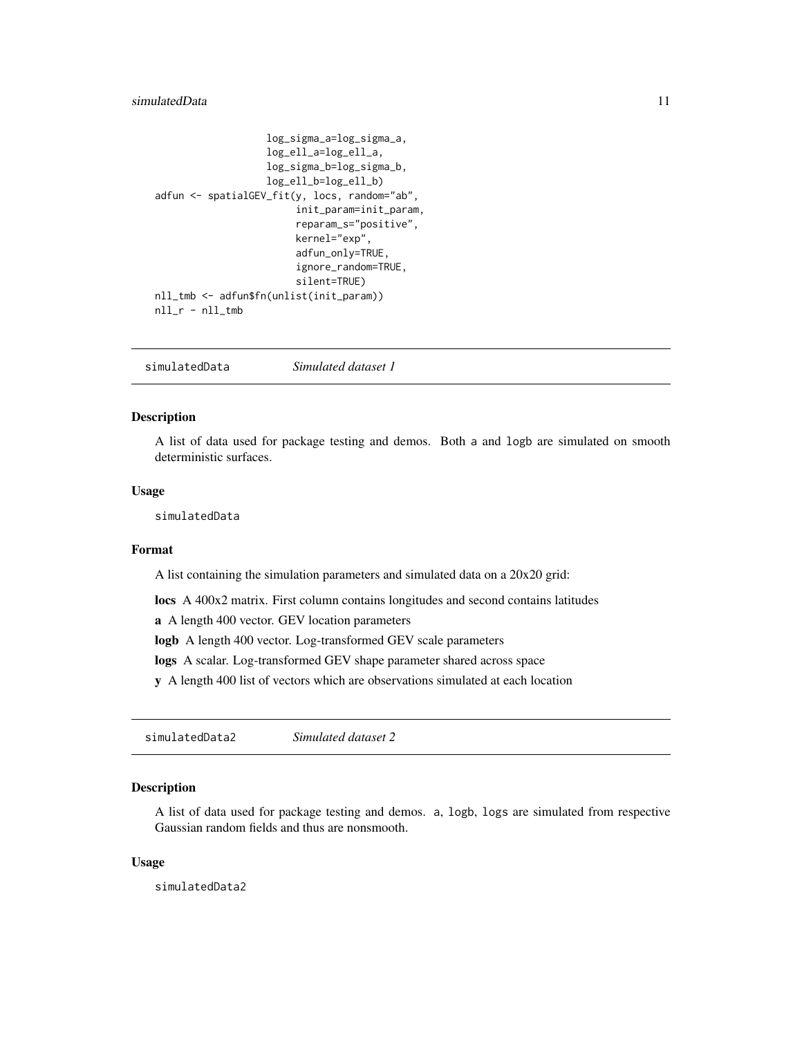```
                    log_sigma_a=log_sigma_a,
                    log_ell_a=log_ell_a,
                    log_sigma_b=log_sigma_b,
                    log_ell_b=log_ell_b)
adfun <- spatialGEV_fit(y, locs, random="ab",
                        init_param=init_param,
                        reparam_s="positive",
                        kernel="exp",
                        adfun_only=TRUE,
                        ignore_random=TRUE,
                        silent=TRUE)
nll_tmb <- adfun$fn(unlist(init_param))
nll_r - nll_tmb
```

## simulatedData *Simulated dataset 1*

### Description

A list of data used for package testing and demos. Both a and logb are simulated on smooth deterministic surfaces.

### Usage

```
simulatedData
```

### Format

A list containing the simulation parameters and simulated data on a 20x20 grid:

**locs** A 400x2 matrix. First column contains longitudes and second contains latitudes

**a** A length 400 vector. GEV location parameters

**logb** A length 400 vector. Log-transformed GEV scale parameters

**logs** A scalar. Log-transformed GEV shape parameter shared across space

**y** A length 400 list of vectors which are observations simulated at each location

## simulatedData2 *Simulated dataset 2*

### Description

A list of data used for package testing and demos. a, logb, logs are simulated from respective Gaussian random fields and thus are nonsmooth.

### Usage

```
simulatedData2
```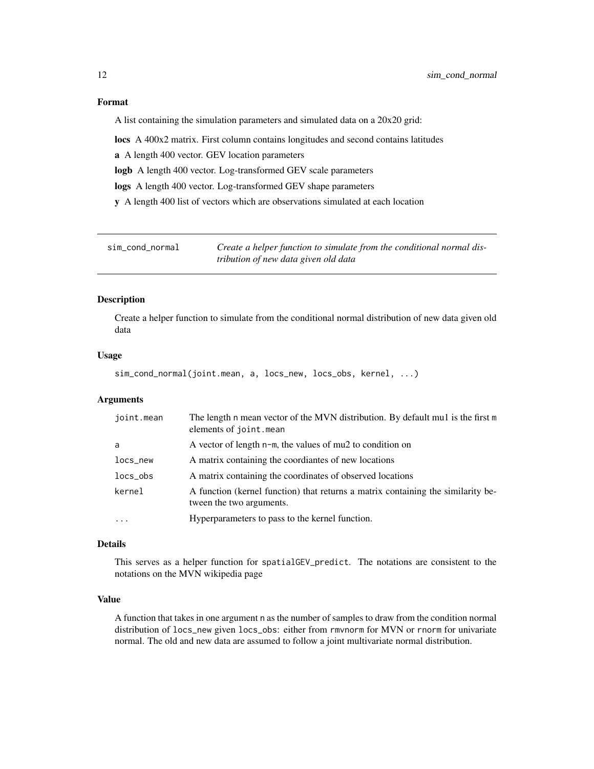### Format

A list containing the simulation parameters and simulated data on a 20x20 grid:

**locs** A 400x2 matrix. First column contains longitudes and second contains latitudes

**a** A length 400 vector. GEV location parameters

**logb** A length 400 vector. Log-transformed GEV scale parameters

**logs** A length 400 vector. Log-transformed GEV shape parameters

**y** A length 400 list of vectors which are observations simulated at each location

---

## sim_cond_normal — *Create a helper function to simulate from the conditional normal distribution of new data given old data*

### Description

Create a helper function to simulate from the conditional normal distribution of new data given old data

### Usage

```
sim_cond_normal(joint.mean, a, locs_new, locs_obs, kernel, ...)
```

### Arguments

| | |
|---|---|
| joint.mean | The length n mean vector of the MVN distribution. By default mu1 is the first m elements of joint.mean |
| a | A vector of length n-m, the values of mu2 to condition on |
| locs_new | A matrix containing the coordiantes of new locations |
| locs_obs | A matrix containing the coordinates of observed locations |
| kernel | A function (kernel function) that returns a matrix containing the similarity between the two arguments. |
| ... | Hyperparameters to pass to the kernel function. |

### Details

This serves as a helper function for spatialGEV_predict. The notations are consistent to the notations on the MVN wikipedia page

### Value

A function that takes in one argument n as the number of samples to draw from the condition normal distribution of locs_new given locs_obs: either from rmvnorm for MVN or rnorm for univariate normal. The old and new data are assumed to follow a joint multivariate normal distribution.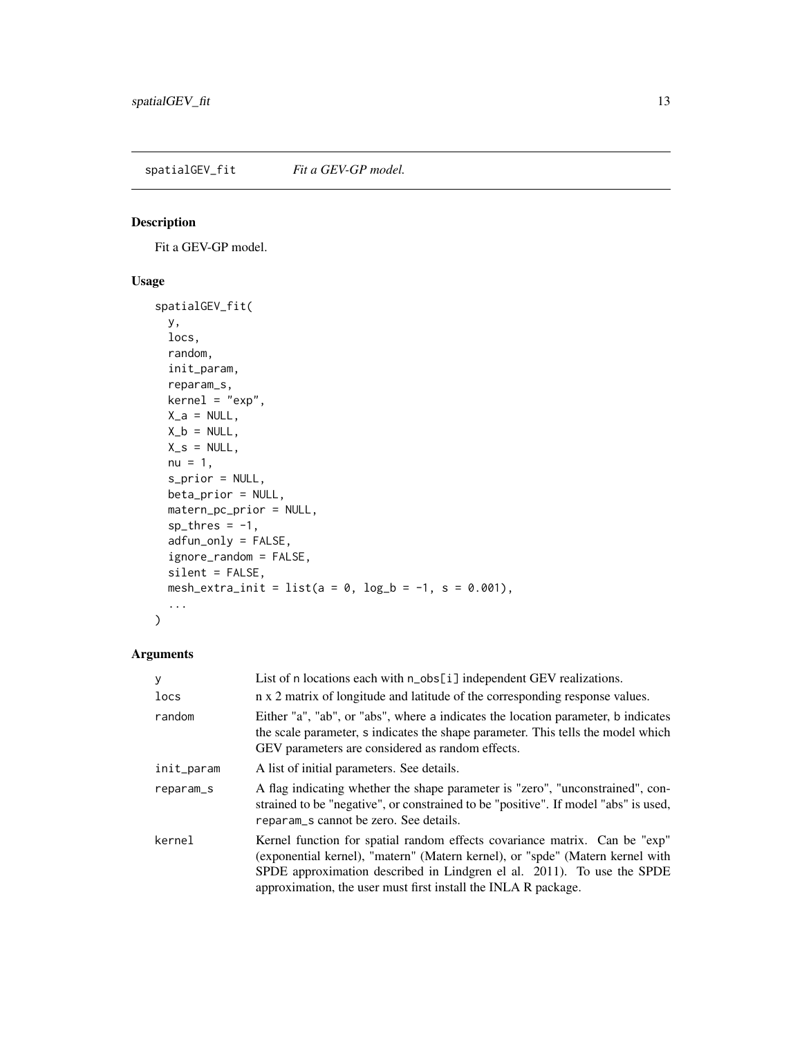## spatialGEV_fit    *Fit a GEV-GP model.*

### Description

Fit a GEV-GP model.

### Usage

```
spatialGEV_fit(
  y,
  locs,
  random,
  init_param,
  reparam_s,
  kernel = "exp",
  X_a = NULL,
  X_b = NULL,
  X_s = NULL,
  nu = 1,
  s_prior = NULL,
  beta_prior = NULL,
  matern_pc_prior = NULL,
  sp_thres = -1,
  adfun_only = FALSE,
  ignore_random = FALSE,
  silent = FALSE,
  mesh_extra_init = list(a = 0, log_b = -1, s = 0.001),
  ...
)
```

### Arguments

| | |
|---|---|
| y | List of n locations each with n_obs[i] independent GEV realizations. |
| locs | n x 2 matrix of longitude and latitude of the corresponding response values. |
| random | Either "a", "ab", or "abs", where a indicates the location parameter, b indicates the scale parameter, s indicates the shape parameter. This tells the model which GEV parameters are considered as random effects. |
| init_param | A list of initial parameters. See details. |
| reparam_s | A flag indicating whether the shape parameter is "zero", "unconstrained", constrained to be "negative", or constrained to be "positive". If model "abs" is used, reparam_s cannot be zero. See details. |
| kernel | Kernel function for spatial random effects covariance matrix. Can be "exp" (exponential kernel), "matern" (Matern kernel), or "spde" (Matern kernel with SPDE approximation described in Lindgren el al. 2011). To use the SPDE approximation, the user must first install the INLA R package. |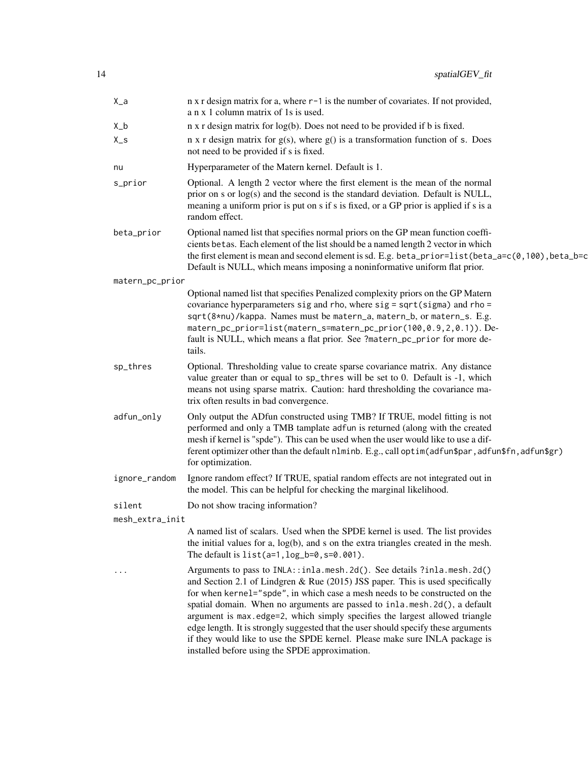`X_a` n x r design matrix for a, where `r-1` is the number of covariates. If not provided, a n x 1 column matrix of 1s is used.

`X_b` n x r design matrix for log(b). Does not need to be provided if b is fixed.

`X_s` n x r design matrix for g(s), where g() is a transformation function of s. Does not need to be provided if s is fixed.

`nu` Hyperparameter of the Matern kernel. Default is 1.

`s_prior` Optional. A length 2 vector where the first element is the mean of the normal prior on s or log(s) and the second is the standard deviation. Default is NULL, meaning a uniform prior is put on s if s is fixed, or a GP prior is applied if s is a random effect.

`beta_prior` Optional named list that specifies normal priors on the GP mean function coefficients `betas`. Each element of the list should be a named length 2 vector in which the first element is mean and second element is sd. E.g. `beta_prior=list(beta_a=c(0,100),beta_b=c` Default is NULL, which means imposing a noninformative uniform flat prior.

`matern_pc_prior`

Optional named list that specifies Penalized complexity priors on the GP Matern covariance hyperparameters `sig` and `rho`, where `sig = sqrt(sigma)` and `rho = sqrt(8*nu)/kappa`. Names must be `matern_a`, `matern_b`, or `matern_s`. E.g. `matern_pc_prior=list(matern_s=matern_pc_prior(100,0.9,2,0.1))`. Default is NULL, which means a flat prior. See `?matern_pc_prior` for more details.

`sp_thres` Optional. Thresholding value to create sparse covariance matrix. Any distance value greater than or equal to `sp_thres` will be set to 0. Default is -1, which means not using sparse matrix. Caution: hard thresholding the covariance matrix often results in bad convergence.

`adfun_only` Only output the ADfun constructed using TMB? If TRUE, model fitting is not performed and only a TMB tamplate `adfun` is returned (along with the created mesh if kernel is "spde"). This can be used when the user would like to use a different optimizer other than the default `nlminb`. E.g., call `optim(adfun$par,adfun$fn,adfun$gr)` for optimization.

`ignore_random` Ignore random effect? If TRUE, spatial random effects are not integrated out in the model. This can be helpful for checking the marginal likelihood.

`silent` Do not show tracing information?

`mesh_extra_init`

A named list of scalars. Used when the SPDE kernel is used. The list provides the initial values for a, log(b), and s on the extra triangles created in the mesh. The default is `list(a=1,log_b=0,s=0.001)`.

`...` Arguments to pass to `INLA::inla.mesh.2d()`. See details `?inla.mesh.2d()` and Section 2.1 of Lindgren & Rue (2015) JSS paper. This is used specifically for when `kernel="spde"`, in which case a mesh needs to be constructed on the spatial domain. When no arguments are passed to `inla.mesh.2d()`, a default argument is `max.edge=2`, which simply specifies the largest allowed triangle edge length. It is strongly suggested that the user should specify these arguments if they would like to use the SPDE kernel. Please make sure INLA package is installed before using the SPDE approximation.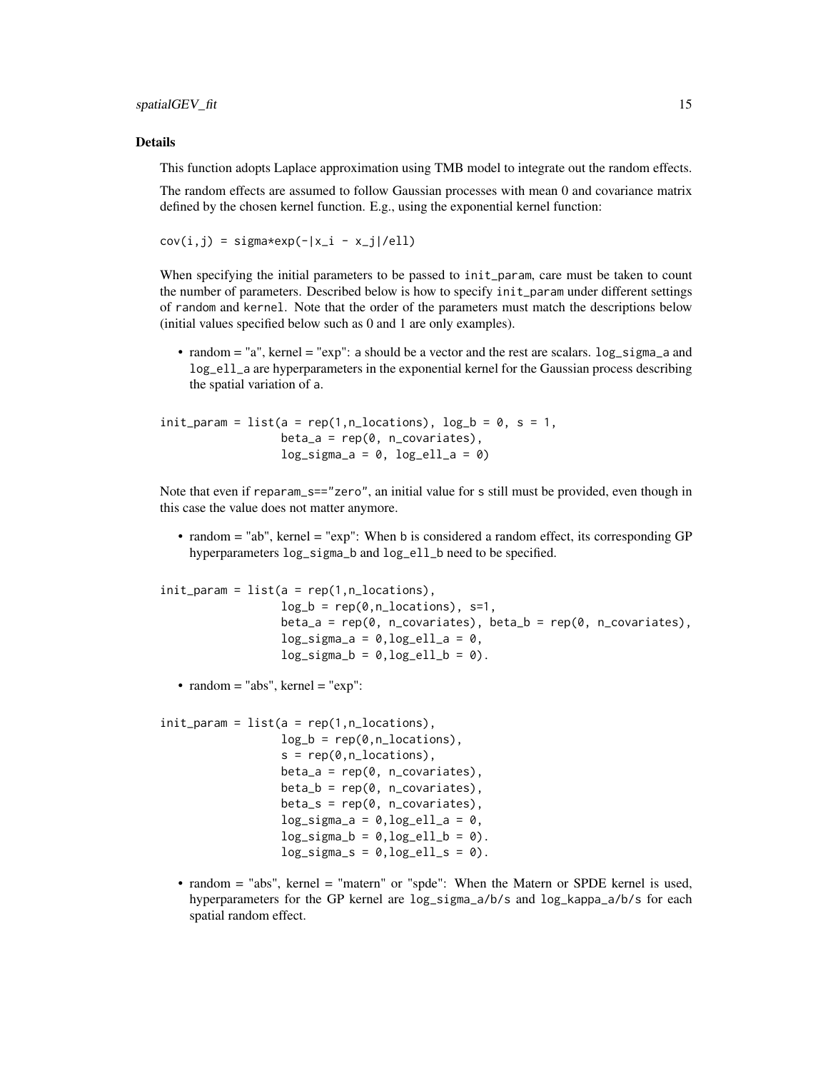### Details

This function adopts Laplace approximation using TMB model to integrate out the random effects.

The random effects are assumed to follow Gaussian processes with mean 0 and covariance matrix defined by the chosen kernel function. E.g., using the exponential kernel function:

```
cov(i,j) = sigma*exp(-|x_i - x_j|/ell)
```

When specifying the initial parameters to be passed to `init_param`, care must be taken to count the number of parameters. Described below is how to specify `init_param` under different settings of `random` and `kernel`. Note that the order of the parameters must match the descriptions below (initial values specified below such as 0 and 1 are only examples).

- random = "a", kernel = "exp": `a` should be a vector and the rest are scalars. `log_sigma_a` and `log_ell_a` are hyperparameters in the exponential kernel for the Gaussian process describing the spatial variation of `a`.

```
init_param = list(a = rep(1,n_locations), log_b = 0, s = 1,
                  beta_a = rep(0, n_covariates),
                  log_sigma_a = 0, log_ell_a = 0)
```

Note that even if `reparam_s=="zero"`, an initial value for `s` still must be provided, even though in this case the value does not matter anymore.

- random = "ab", kernel = "exp": When `b` is considered a random effect, its corresponding GP hyperparameters `log_sigma_b` and `log_ell_b` need to be specified.

```
init_param = list(a = rep(1,n_locations),
                  log_b = rep(0,n_locations), s=1,
                  beta_a = rep(0, n_covariates), beta_b = rep(0, n_covariates),
                  log_sigma_a = 0,log_ell_a = 0,
                  log_sigma_b = 0,log_ell_b = 0).
```

- random = "abs", kernel = "exp":

```
init_param = list(a = rep(1,n_locations),
                  log_b = rep(0,n_locations),
                  s = rep(0,n_locations),
                  beta_a = rep(0, n_covariates),
                  beta_b = rep(0, n_covariates),
                  beta_s = rep(0, n_covariates),
                  log_sigma_a = 0,log_ell_a = 0,
                  log_sigma_b = 0,log_ell_b = 0).
                  log_sigma_s = 0,log_ell_s = 0).
```

- random = "abs", kernel = "matern" or "spde": When the Matern or SPDE kernel is used, hyperparameters for the GP kernel are `log_sigma_a/b/s` and `log_kappa_a/b/s` for each spatial random effect.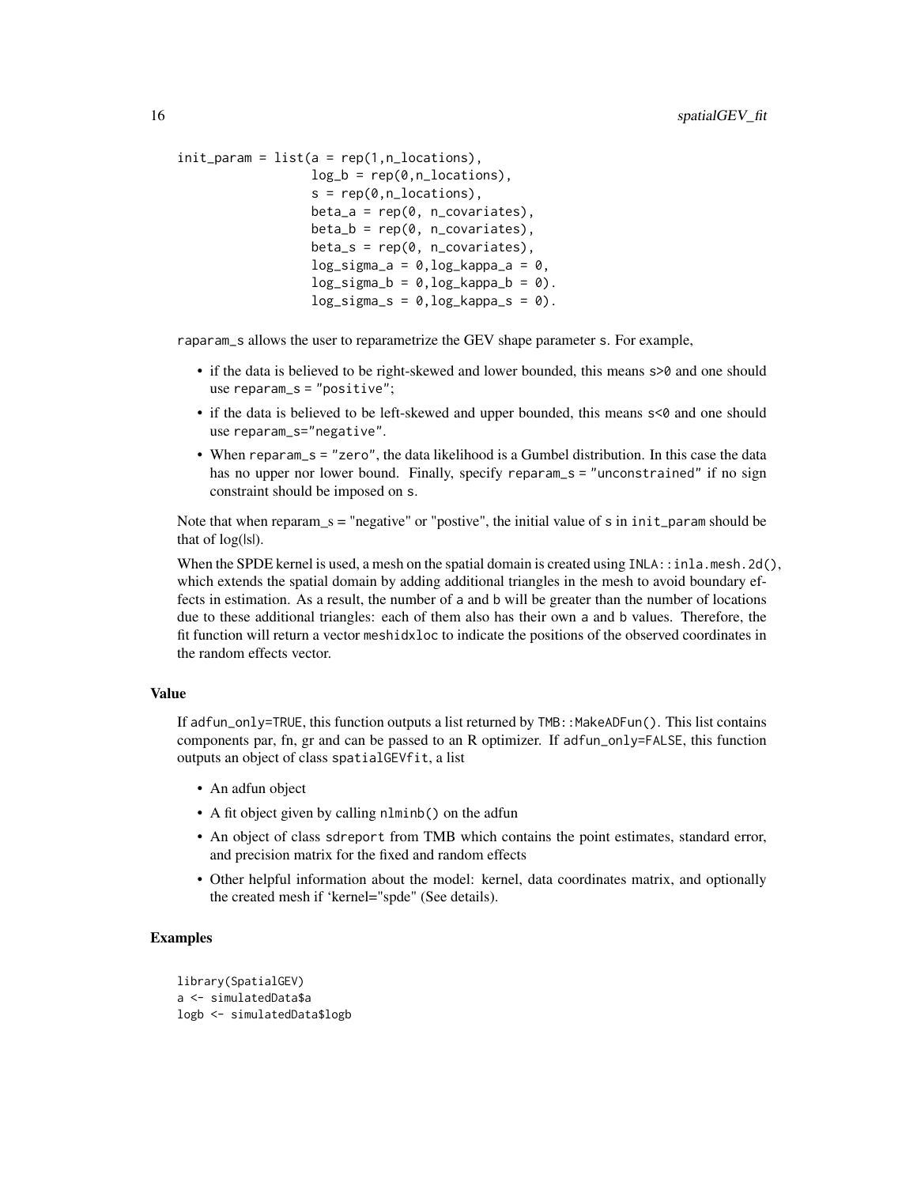```
init_param = list(a = rep(1,n_locations),
                  log_b = rep(0,n_locations),
                  s = rep(0,n_locations),
                  beta_a = rep(0, n_covariates),
                  beta_b = rep(0, n_covariates),
                  beta_s = rep(0, n_covariates),
                  log_sigma_a = 0,log_kappa_a = 0,
                  log_sigma_b = 0,log_kappa_b = 0).
                  log_sigma_s = 0,log_kappa_s = 0).
```

raparam_s allows the user to reparametrize the GEV shape parameter s. For example,

- if the data is believed to be right-skewed and lower bounded, this means s>0 and one should use reparam_s = "positive";
- if the data is believed to be left-skewed and upper bounded, this means s<0 and one should use reparam_s="negative".
- When reparam_s = "zero", the data likelihood is a Gumbel distribution. In this case the data has no upper nor lower bound. Finally, specify reparam_s = "unconstrained" if no sign constraint should be imposed on s.

Note that when reparam_s = "negative" or "postive", the initial value of s in init_param should be that of log(|s|).

When the SPDE kernel is used, a mesh on the spatial domain is created using INLA::inla.mesh.2d(), which extends the spatial domain by adding additional triangles in the mesh to avoid boundary effects in estimation. As a result, the number of a and b will be greater than the number of locations due to these additional triangles: each of them also has their own a and b values. Therefore, the fit function will return a vector meshidxloc to indicate the positions of the observed coordinates in the random effects vector.

## Value

If adfun_only=TRUE, this function outputs a list returned by TMB::MakeADFun(). This list contains components par, fn, gr and can be passed to an R optimizer. If adfun_only=FALSE, this function outputs an object of class spatialGEVfit, a list

- An adfun object
- A fit object given by calling nlminb() on the adfun
- An object of class sdreport from TMB which contains the point estimates, standard error, and precision matrix for the fixed and random effects
- Other helpful information about the model: kernel, data coordinates matrix, and optionally the created mesh if ‘kernel="spde" (See details).

## Examples

```
library(SpatialGEV)
a <- simulatedData$a
logb <- simulatedData$logb
```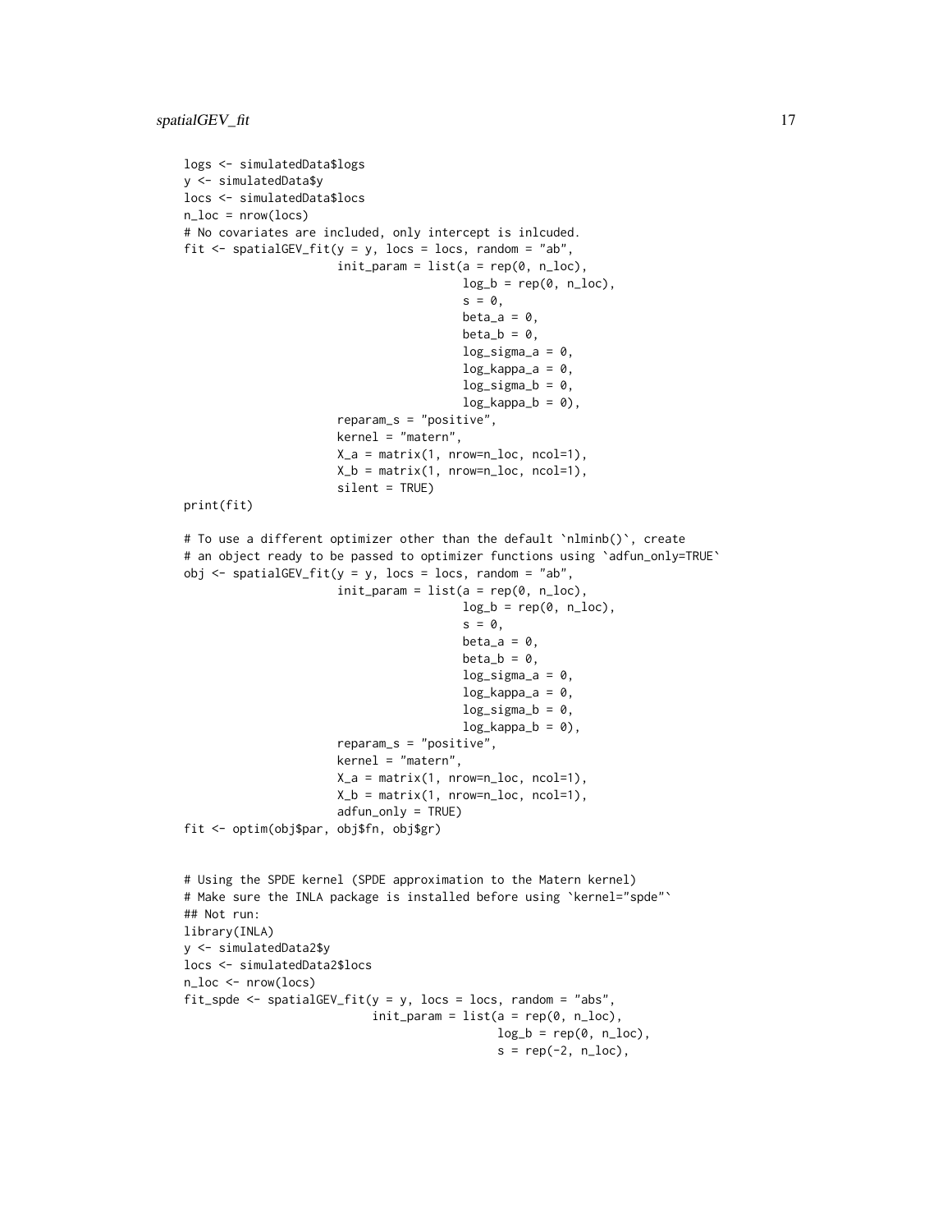```
logs <- simulatedData$logs
y <- simulatedData$y
locs <- simulatedData$locs
n_loc = nrow(locs)
# No covariates are included, only intercept is inlcuded.
fit <- spatialGEV_fit(y = y, locs = locs, random = "ab",
                      init_param = list(a = rep(0, n_loc),
                                        log_b = rep(0, n_loc),
                                        s = 0,
                                        beta_a = 0,
                                        beta_b = 0,
                                        log_sigma_a = 0,
                                        log_kappa_a = 0,
                                        log_sigma_b = 0,
                                        log_kappa_b = 0),
                      reparam_s = "positive",
                      kernel = "matern",
                      X_a = matrix(1, nrow=n_loc, ncol=1),
                      X_b = matrix(1, nrow=n_loc, ncol=1),
                      silent = TRUE)
print(fit)

# To use a different optimizer other than the default `nlminb()`, create
# an object ready to be passed to optimizer functions using `adfun_only=TRUE`
obj <- spatialGEV_fit(y = y, locs = locs, random = "ab",
                      init_param = list(a = rep(0, n_loc),
                                        log_b = rep(0, n_loc),
                                        s = 0,
                                        beta_a = 0,
                                        beta_b = 0,
                                        log_sigma_a = 0,
                                        log_kappa_a = 0,
                                        log_sigma_b = 0,
                                        log_kappa_b = 0),
                      reparam_s = "positive",
                      kernel = "matern",
                      X_a = matrix(1, nrow=n_loc, ncol=1),
                      X_b = matrix(1, nrow=n_loc, ncol=1),
                      adfun_only = TRUE)
fit <- optim(obj$par, obj$fn, obj$gr)


# Using the SPDE kernel (SPDE approximation to the Matern kernel)
# Make sure the INLA package is installed before using `kernel="spde"`
## Not run:
library(INLA)
y <- simulatedData2$y
locs <- simulatedData2$locs
n_loc <- nrow(locs)
fit_spde <- spatialGEV_fit(y = y, locs = locs, random = "abs",
                           init_param = list(a = rep(0, n_loc),
                                             log_b = rep(0, n_loc),
                                             s = rep(-2, n_loc),
```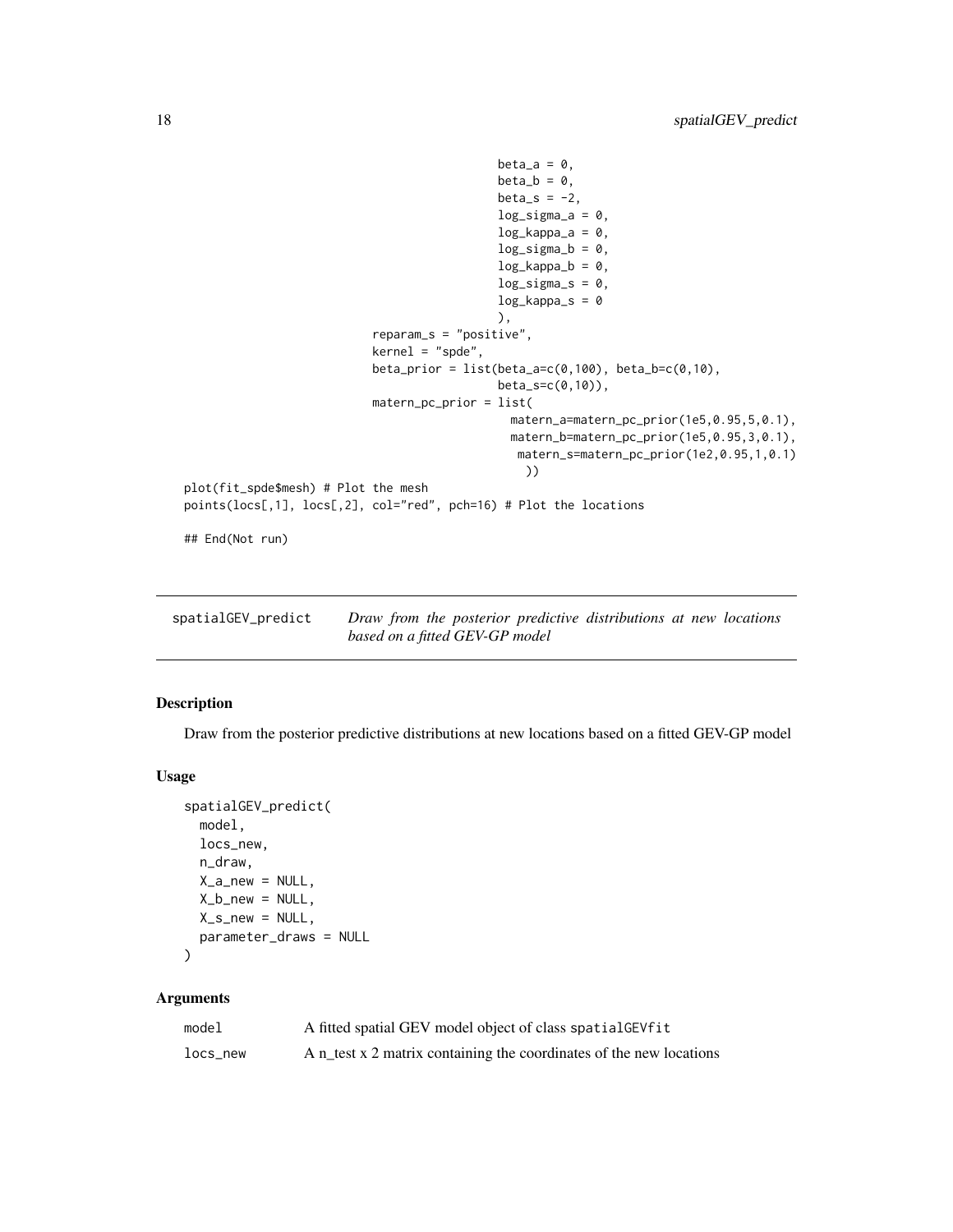```
                                            beta_a = 0,
                                            beta_b = 0,
                                            beta_s = -2,
                                            log_sigma_a = 0,
                                            log_kappa_a = 0,
                                            log_sigma_b = 0,
                                            log_kappa_b = 0,
                                            log_sigma_s = 0,
                                            log_kappa_s = 0
                                            ),
                            reparam_s = "positive",
                            kernel = "spde",
                            beta_prior = list(beta_a=c(0,100), beta_b=c(0,10),
                                            beta_s=c(0,10)),
                            matern_pc_prior = list(
                                              matern_a=matern_pc_prior(1e5,0.95,5,0.1),
                                              matern_b=matern_pc_prior(1e5,0.95,3,0.1),
                                               matern_s=matern_pc_prior(1e2,0.95,1,0.1)
                                                ))
plot(fit_spde$mesh) # Plot the mesh
points(locs[,1], locs[,2], col="red", pch=16) # Plot the locations

## End(Not run)
```

---

## spatialGEV_predict    *Draw from the posterior predictive distributions at new locations based on a fitted GEV-GP model*

---

### Description

Draw from the posterior predictive distributions at new locations based on a fitted GEV-GP model

### Usage

```
spatialGEV_predict(
  model,
  locs_new,
  n_draw,
  X_a_new = NULL,
  X_b_new = NULL,
  X_s_new = NULL,
  parameter_draws = NULL
)
```

### Arguments

| | |
|---|---|
| `model` | A fitted spatial GEV model object of class `spatialGEVfit` |
| `locs_new` | A n_test x 2 matrix containing the coordinates of the new locations |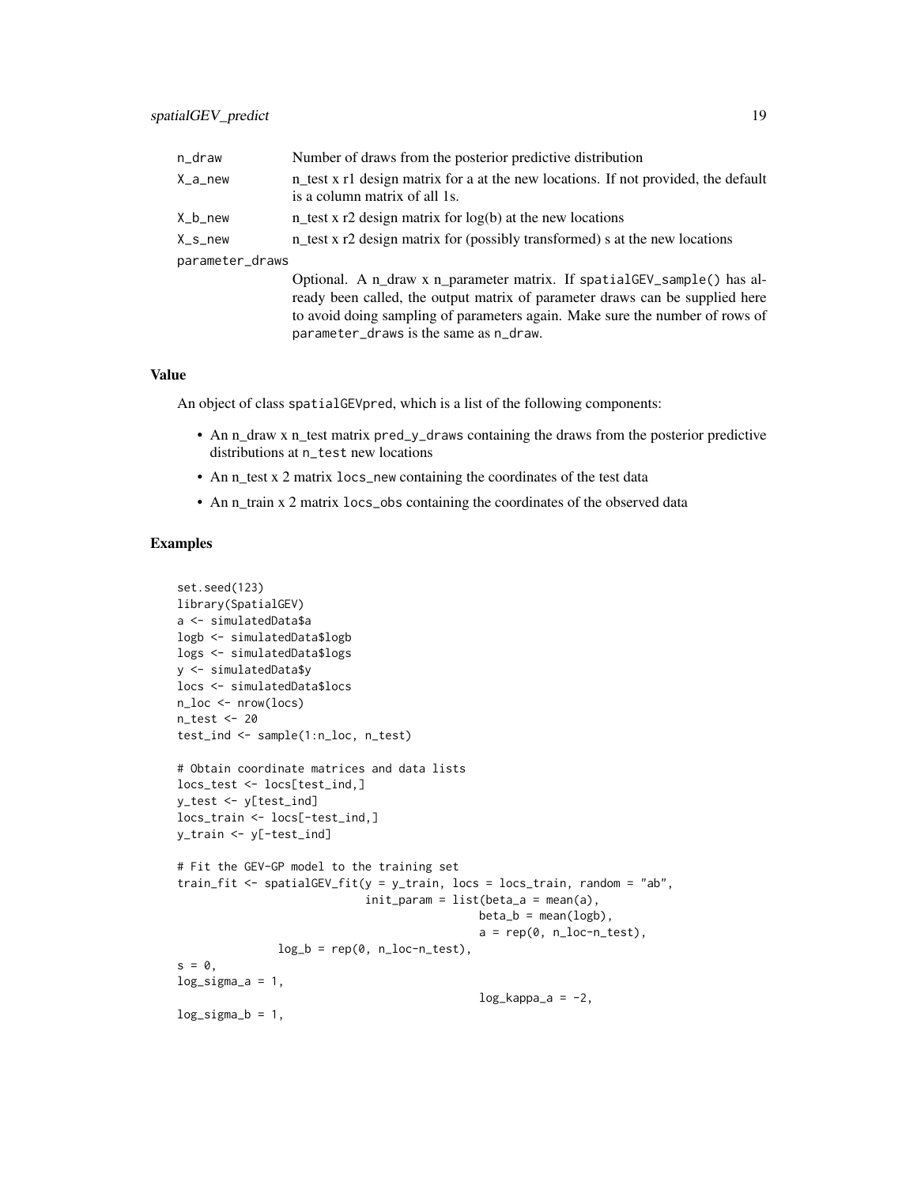| | |
|---|---|
| n_draw | Number of draws from the posterior predictive distribution |
| X_a_new | n_test x r1 design matrix for a at the new locations. If not provided, the default is a column matrix of all 1s. |
| X_b_new | n_test x r2 design matrix for log(b) at the new locations |
| X_s_new | n_test x r2 design matrix for (possibly transformed) s at the new locations |
| parameter_draws | Optional. A n_draw x n_parameter matrix. If spatialGEV_sample() has already been called, the output matrix of parameter draws can be supplied here to avoid doing sampling of parameters again. Make sure the number of rows of parameter_draws is the same as n_draw. |

### Value

An object of class spatialGEVpred, which is a list of the following components:

- An n_draw x n_test matrix pred_y_draws containing the draws from the posterior predictive distributions at n_test new locations
- An n_test x 2 matrix locs_new containing the coordinates of the test data
- An n_train x 2 matrix locs_obs containing the coordinates of the observed data

### Examples

```
set.seed(123)
library(SpatialGEV)
a <- simulatedData$a
logb <- simulatedData$logb
logs <- simulatedData$logs
y <- simulatedData$y
locs <- simulatedData$locs
n_loc <- nrow(locs)
n_test <- 20
test_ind <- sample(1:n_loc, n_test)

# Obtain coordinate matrices and data lists
locs_test <- locs[test_ind,]
y_test <- y[test_ind]
locs_train <- locs[-test_ind,]
y_train <- y[-test_ind]

# Fit the GEV-GP model to the training set
train_fit <- spatialGEV_fit(y = y_train, locs = locs_train, random = "ab",
                            init_param = list(beta_a = mean(a),
                                              beta_b = mean(logb),
                                              a = rep(0, n_loc-n_test),
               log_b = rep(0, n_loc-n_test),
s = 0,
log_sigma_a = 1,
                                              log_kappa_a = -2,
log_sigma_b = 1,
```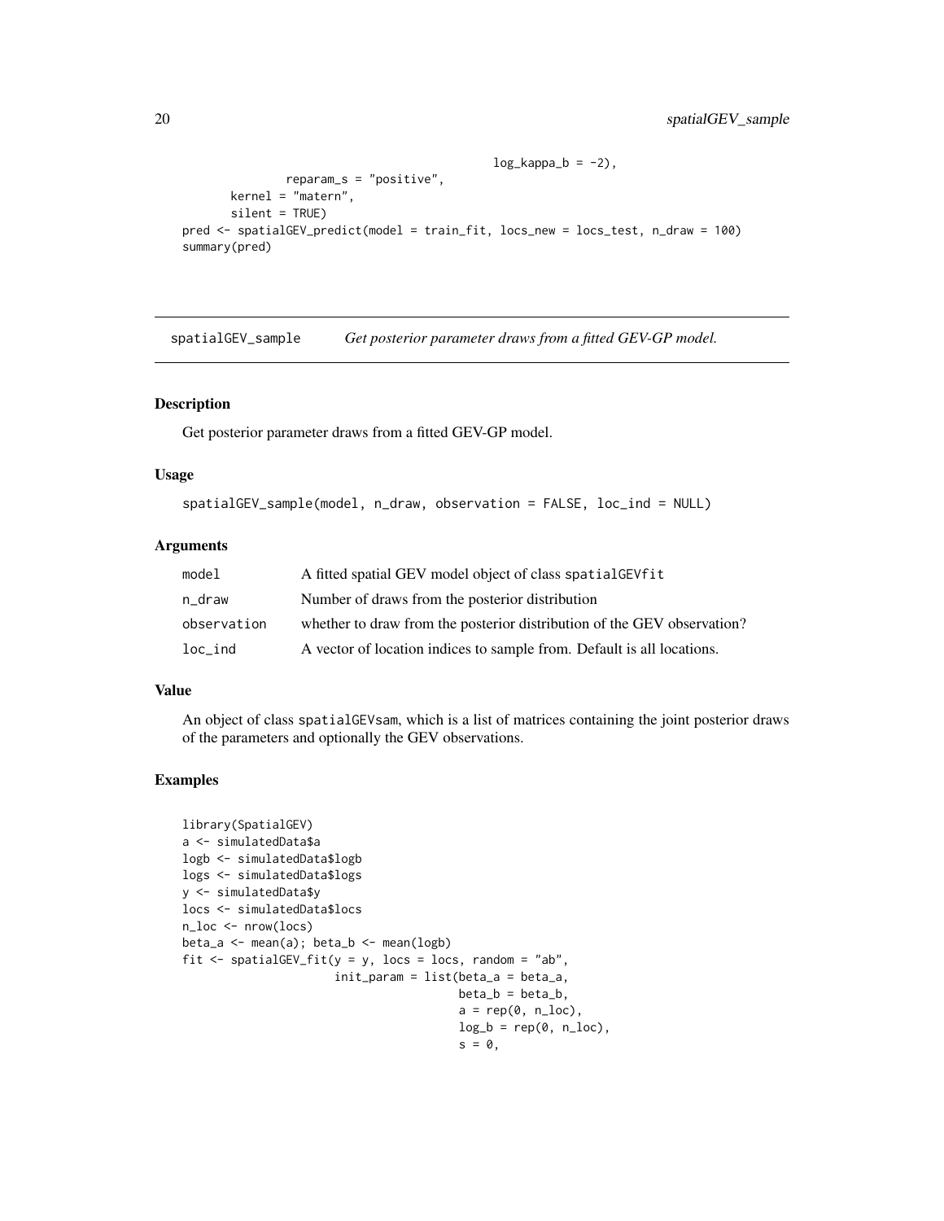```
                                        log_kappa_b = -2),
            reparam_s = "positive",
        kernel = "matern",
        silent = TRUE)
pred <- spatialGEV_predict(model = train_fit, locs_new = locs_test, n_draw = 100)
summary(pred)
```

## spatialGEV_sample *Get posterior parameter draws from a fitted GEV-GP model.*

### Description

Get posterior parameter draws from a fitted GEV-GP model.

### Usage

```
spatialGEV_sample(model, n_draw, observation = FALSE, loc_ind = NULL)
```

### Arguments

| | |
|---|---|
| model | A fitted spatial GEV model object of class spatialGEVfit |
| n_draw | Number of draws from the posterior distribution |
| observation | whether to draw from the posterior distribution of the GEV observation? |
| loc_ind | A vector of location indices to sample from. Default is all locations. |

### Value

An object of class spatialGEVsam, which is a list of matrices containing the joint posterior draws of the parameters and optionally the GEV observations.

### Examples

```
library(SpatialGEV)
a <- simulatedData$a
logb <- simulatedData$logb
logs <- simulatedData$logs
y <- simulatedData$y
locs <- simulatedData$locs
n_loc <- nrow(locs)
beta_a <- mean(a); beta_b <- mean(logb)
fit <- spatialGEV_fit(y = y, locs = locs, random = "ab",
                      init_param = list(beta_a = beta_a,
                                        beta_b = beta_b,
                                        a = rep(0, n_loc),
                                        log_b = rep(0, n_loc),
                                        s = 0,
```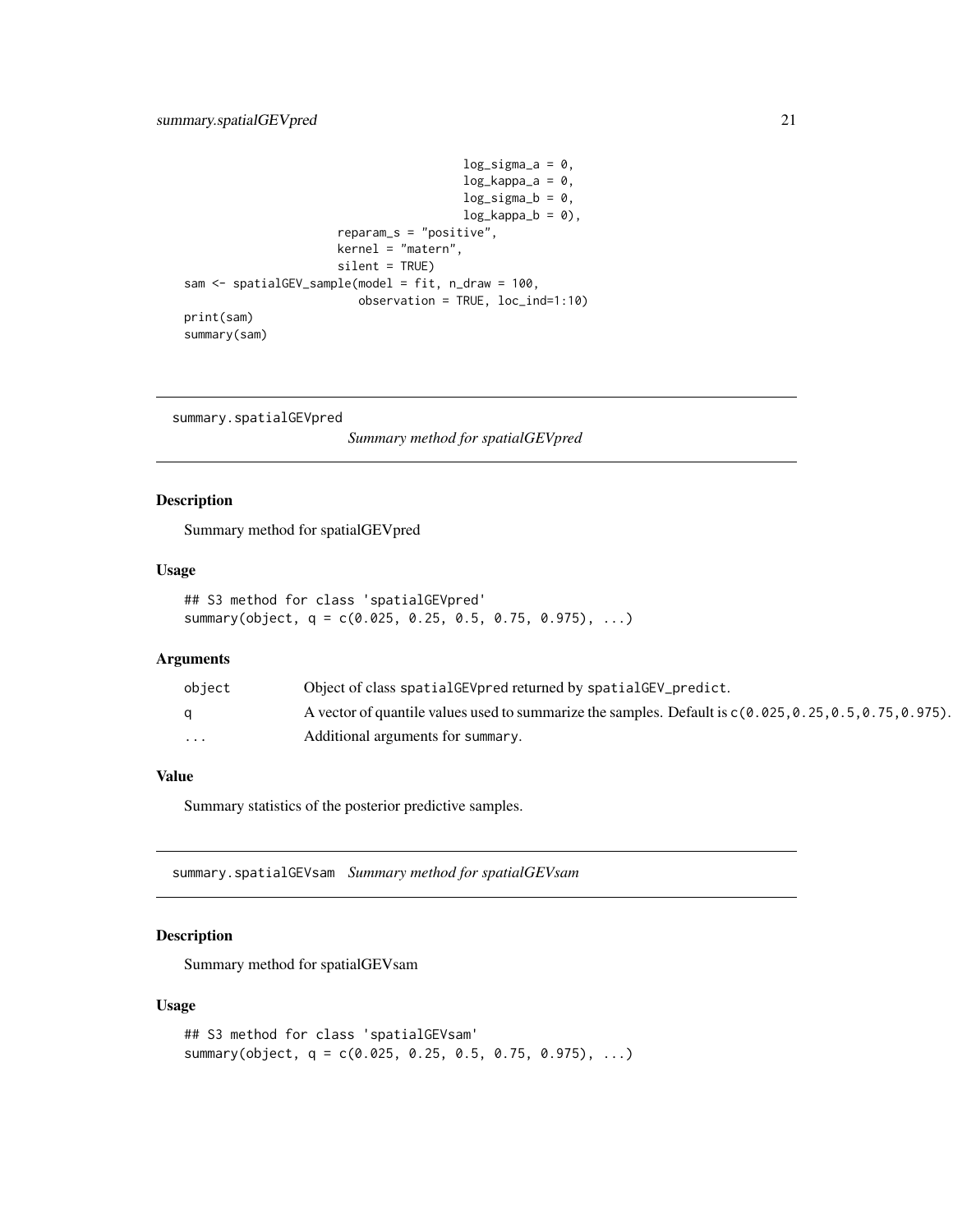```
                                        log_sigma_a = 0,
                                        log_kappa_a = 0,
                                        log_sigma_b = 0,
                                        log_kappa_b = 0),
                        reparam_s = "positive",
                        kernel = "matern",
                        silent = TRUE)
sam <- spatialGEV_sample(model = fit, n_draw = 100,
                         observation = TRUE, loc_ind=1:10)
print(sam)
summary(sam)
```

---

## summary.spatialGEVpred — *Summary method for spatialGEVpred*

### Description

Summary method for spatialGEVpred

### Usage

```
## S3 method for class 'spatialGEVpred'
summary(object, q = c(0.025, 0.25, 0.5, 0.75, 0.975), ...)
```

### Arguments

| | |
|---|---|
| object | Object of class spatialGEVpred returned by spatialGEV_predict. |
| q | A vector of quantile values used to summarize the samples. Default is c(0.025,0.25,0.5,0.75,0.975). |
| ... | Additional arguments for summary. |

### Value

Summary statistics of the posterior predictive samples.

---

## summary.spatialGEVsam — *Summary method for spatialGEVsam*

### Description

Summary method for spatialGEVsam

### Usage

```
## S3 method for class 'spatialGEVsam'
summary(object, q = c(0.025, 0.25, 0.5, 0.75, 0.975), ...)
```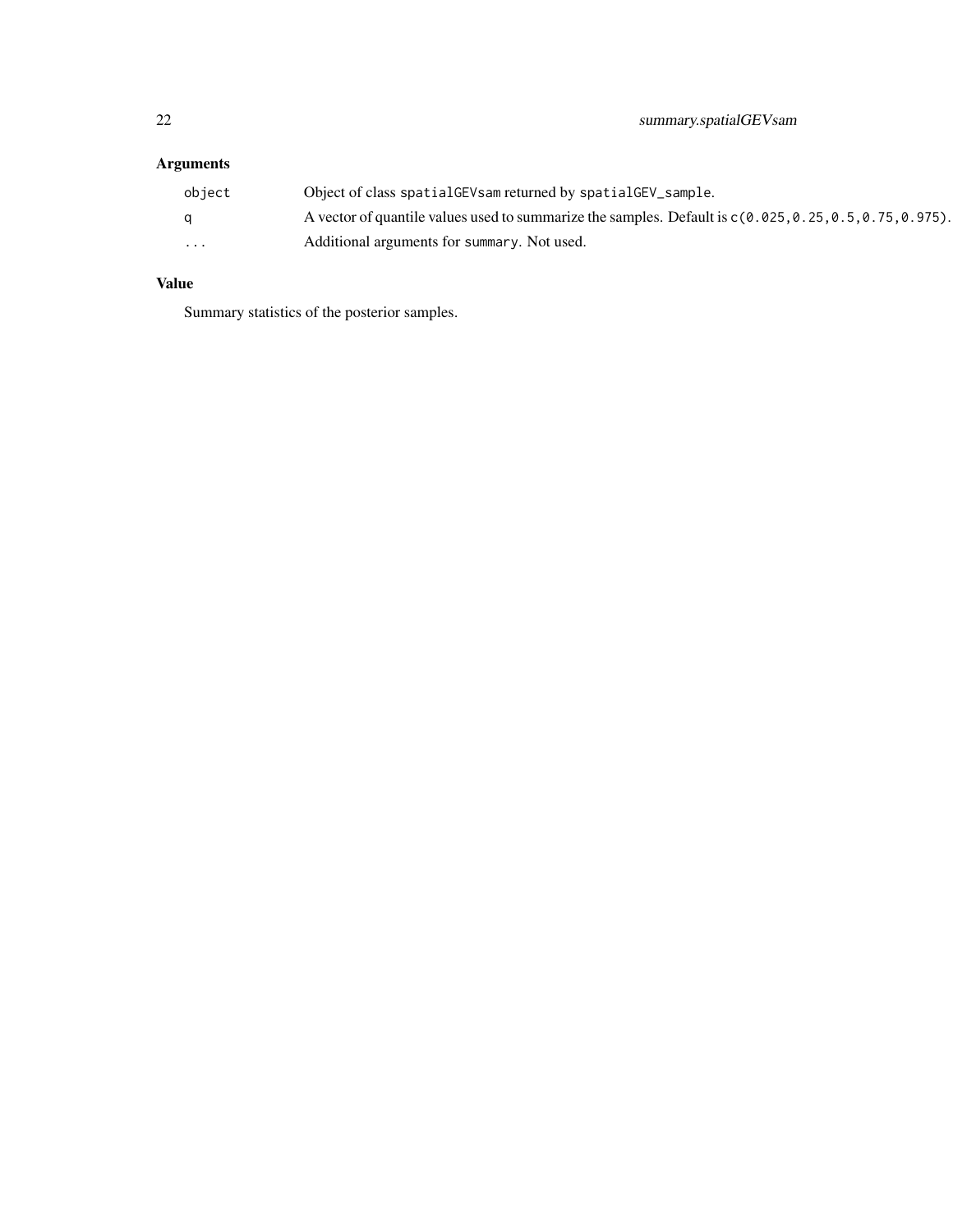### Arguments

| | |
|---|---|
| object | Object of class spatialGEVsam returned by spatialGEV_sample. |
| q | A vector of quantile values used to summarize the samples. Default is c(0.025,0.25,0.5,0.75,0.975). |
| ... | Additional arguments for summary. Not used. |

### Value

Summary statistics of the posterior samples.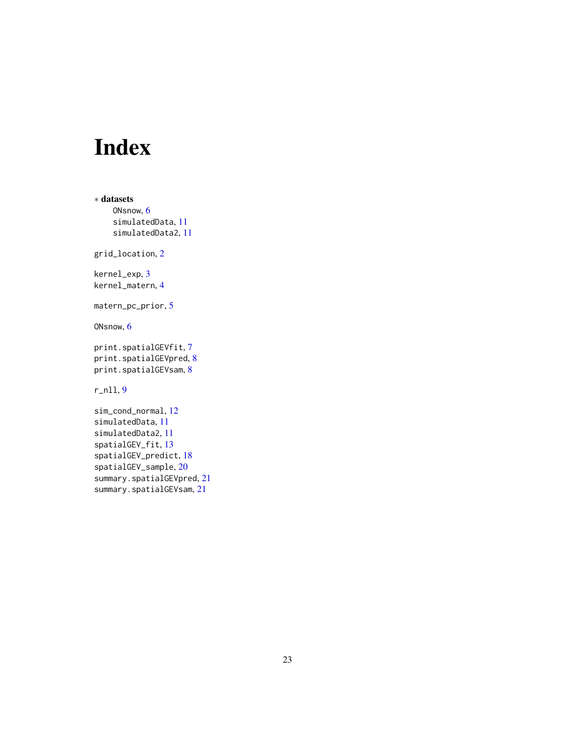# Index

∗ **datasets**

    ONsnow, 6
    simulatedData, 11
    simulatedData2, 11

grid_location, 2

kernel_exp, 3
kernel_matern, 4

matern_pc_prior, 5

ONsnow, 6

print.spatialGEVfit, 7
print.spatialGEVpred, 8
print.spatialGEVsam, 8

r_nll, 9

sim_cond_normal, 12
simulatedData, 11
simulatedData2, 11
spatialGEV_fit, 13
spatialGEV_predict, 18
spatialGEV_sample, 20
summary.spatialGEVpred, 21
summary.spatialGEVsam, 21